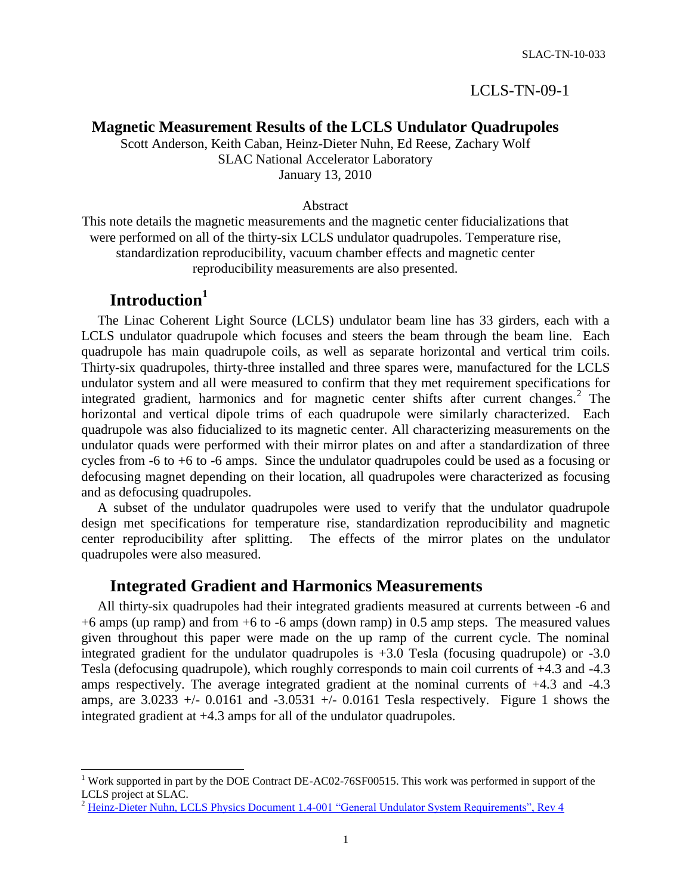SLAC-TN-10-033

LCLS-TN-09-1

# Magnetic Measurement Results of the LCLS Undulator Quadrupoles

Scott Anderson, Keith Caban, Heinz-Dieter Nuhn, Ed Reese, Zachary Wolf
SLAC National Accelerator Laboratory
January 13, 2010

Abstract

This note details the magnetic measurements and the magnetic center fiducializations that were performed on all of the thirty-six LCLS undulator quadrupoles. Temperature rise, standardization reproducibility, vacuum chamber effects and magnetic center reproducibility measurements are also presented.

## Introduction[1]

The Linac Coherent Light Source (LCLS) undulator beam line has 33 girders, each with a LCLS undulator quadrupole which focuses and steers the beam through the beam line. Each quadrupole has main quadrupole coils, as well as separate horizontal and vertical trim coils. Thirty-six quadrupoles, thirty-three installed and three spares were, manufactured for the LCLS undulator system and all were measured to confirm that they met requirement specifications for integrated gradient, harmonics and for magnetic center shifts after current changes.[2] The horizontal and vertical dipole trims of each quadrupole were similarly characterized. Each quadrupole was also fiducialized to its magnetic center. All characterizing measurements on the undulator quads were performed with their mirror plates on and after a standardization of three cycles from -6 to +6 to -6 amps. Since the undulator quadrupoles could be used as a focusing or defocusing magnet depending on their location, all quadrupoles were characterized as focusing and as defocusing quadrupoles.

A subset of the undulator quadrupoles were used to verify that the undulator quadrupole design met specifications for temperature rise, standardization reproducibility and magnetic center reproducibility after splitting. The effects of the mirror plates on the undulator quadrupoles were also measured.

## Integrated Gradient and Harmonics Measurements

All thirty-six quadrupoles had their integrated gradients measured at currents between -6 and +6 amps (up ramp) and from +6 to -6 amps (down ramp) in 0.5 amp steps. The measured values given throughout this paper were made on the up ramp of the current cycle. The nominal integrated gradient for the undulator quadrupoles is +3.0 Tesla (focusing quadrupole) or -3.0 Tesla (defocusing quadrupole), which roughly corresponds to main coil currents of +4.3 and -4.3 amps respectively. The average integrated gradient at the nominal currents of +4.3 and -4.3 amps, are 3.0233 +/- 0.0161 and -3.0531 +/- 0.0161 Tesla respectively. Figure 1 shows the integrated gradient at +4.3 amps for all of the undulator quadrupoles.

[1] Work supported in part by the DOE Contract DE-AC02-76SF00515. This work was performed in support of the LCLS project at SLAC.

[2] Heinz-Dieter Nuhn, LCLS Physics Document 1.4-001 "General Undulator System Requirements", Rev 4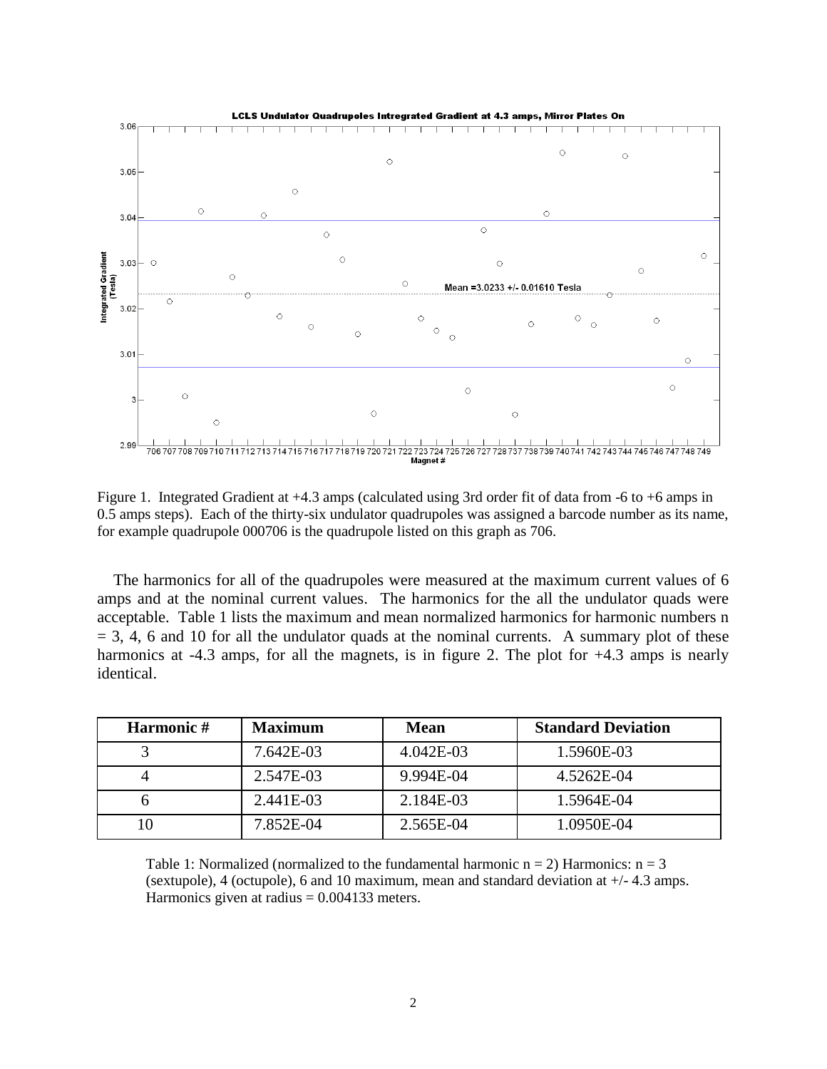Figure 1. Integrated Gradient at +4.3 amps (calculated using 3rd order fit of data from -6 to +6 amps in 0.5 amps steps). Each of the thirty-six undulator quadrupoles was assigned a barcode number as its name, for example quadrupole 000706 is the quadrupole listed on this graph as 706.

The harmonics for all of the quadrupoles were measured at the maximum current values of 6 amps and at the nominal current values. The harmonics for the all the undulator quads were acceptable. Table 1 lists the maximum and mean normalized harmonics for harmonic numbers n = 3, 4, 6 and 10 for all the undulator quads at the nominal currents. A summary plot of these harmonics at -4.3 amps, for all the magnets, is in figure 2. The plot for +4.3 amps is nearly identical.

| Harmonic # | Maximum | Mean | Standard Deviation |
|---|---|---|---|
| 3 | 7.642E-03 | 4.042E-03 | 1.5960E-03 |
| 4 | 2.547E-03 | 9.994E-04 | 4.5262E-04 |
| 6 | 2.441E-03 | 2.184E-03 | 1.5964E-04 |
| 10 | 7.852E-04 | 2.565E-04 | 1.0950E-04 |

Table 1: Normalized (normalized to the fundamental harmonic n = 2) Harmonics: n = 3 (sextupole), 4 (octupole), 6 and 10 maximum, mean and standard deviation at +/- 4.3 amps. Harmonics given at radius = 0.004133 meters.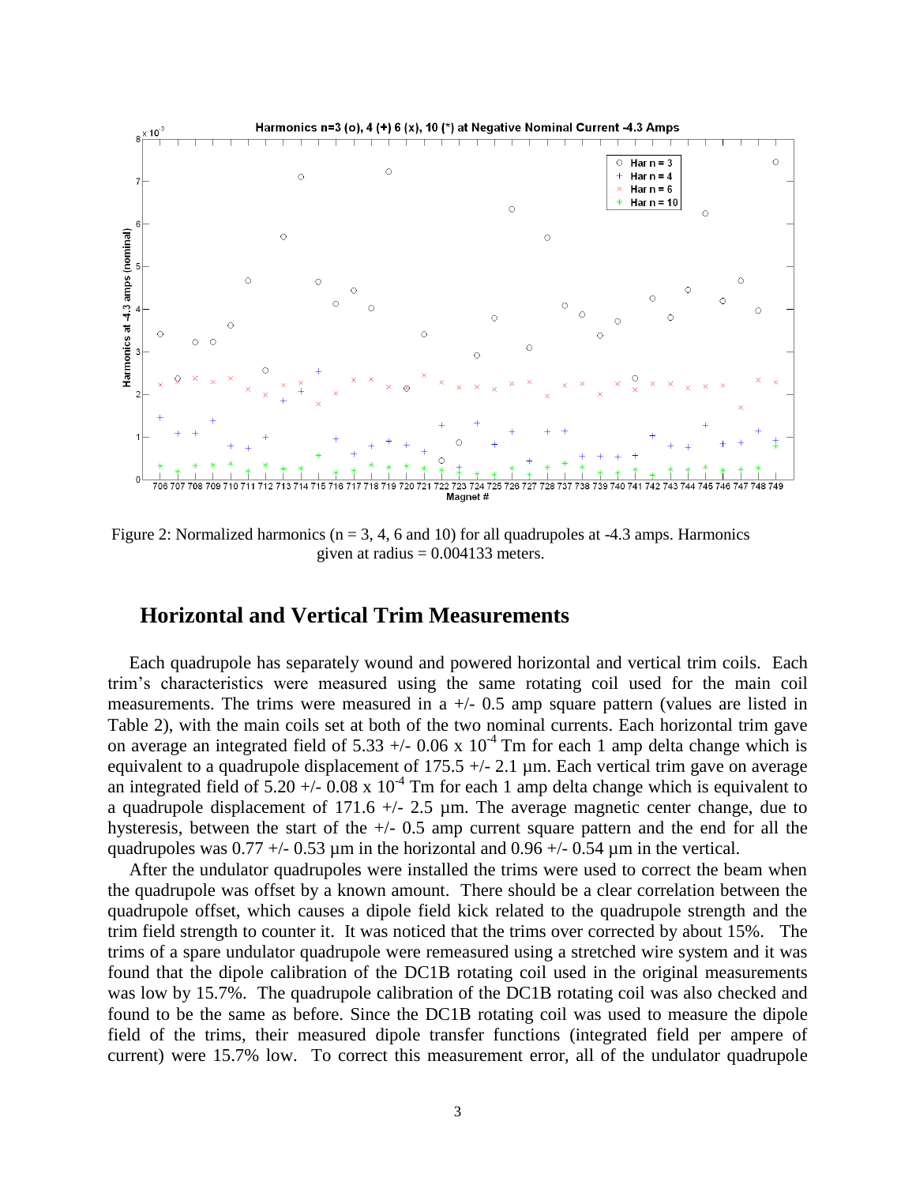Figure 2: Normalized harmonics (n = 3, 4, 6 and 10) for all quadrupoles at -4.3 amps. Harmonics given at radius = 0.004133 meters.

## Horizontal and Vertical Trim Measurements

Each quadrupole has separately wound and powered horizontal and vertical trim coils. Each trim's characteristics were measured using the same rotating coil used for the main coil measurements. The trims were measured in a +/- 0.5 amp square pattern (values are listed in Table 2), with the main coils set at both of the two nominal currents. Each horizontal trim gave on average an integrated field of 5.33 +/- 0.06 x $10^{-4}$ Tm for each 1 amp delta change which is equivalent to a quadrupole displacement of 175.5 +/- 2.1 µm. Each vertical trim gave on average an integrated field of 5.20 +/- 0.08 x $10^{-4}$ Tm for each 1 amp delta change which is equivalent to a quadrupole displacement of 171.6 +/- 2.5 µm. The average magnetic center change, due to hysteresis, between the start of the +/- 0.5 amp current square pattern and the end for all the quadrupoles was 0.77 +/- 0.53 µm in the horizontal and 0.96 +/- 0.54 µm in the vertical.

After the undulator quadrupoles were installed the trims were used to correct the beam when the quadrupole was offset by a known amount. There should be a clear correlation between the quadrupole offset, which causes a dipole field kick related to the quadrupole strength and the trim field strength to counter it. It was noticed that the trims over corrected by about 15%. The trims of a spare undulator quadrupole were remeasured using a stretched wire system and it was found that the dipole calibration of the DC1B rotating coil used in the original measurements was low by 15.7%. The quadrupole calibration of the DC1B rotating coil was also checked and found to be the same as before. Since the DC1B rotating coil was used to measure the dipole field of the trims, their measured dipole transfer functions (integrated field per ampere of current) were 15.7% low. To correct this measurement error, all of the undulator quadrupole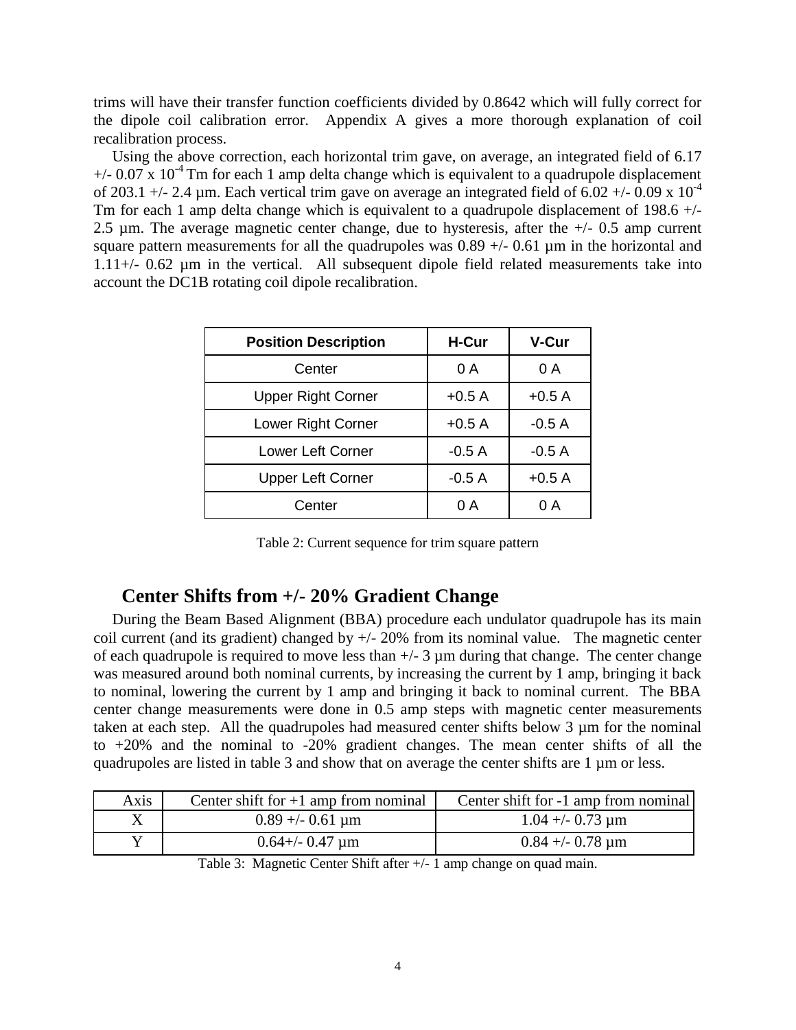trims will have their transfer function coefficients divided by 0.8642 which will fully correct for the dipole coil calibration error. Appendix A gives a more thorough explanation of coil recalibration process.

Using the above correction, each horizontal trim gave, on average, an integrated field of 6.17 +/- 0.07 x $10^{-4}$ Tm for each 1 amp delta change which is equivalent to a quadrupole displacement of 203.1 +/- 2.4 µm. Each vertical trim gave on average an integrated field of 6.02 +/- 0.09 x $10^{-4}$ Tm for each 1 amp delta change which is equivalent to a quadrupole displacement of 198.6 +/- 2.5 µm. The average magnetic center change, due to hysteresis, after the +/- 0.5 amp current square pattern measurements for all the quadrupoles was 0.89 +/- 0.61 µm in the horizontal and 1.11+/- 0.62 µm in the vertical. All subsequent dipole field related measurements take into account the DC1B rotating coil dipole recalibration.

| Position Description | H-Cur | V-Cur |
|---|---|---|
| Center | 0 A | 0 A |
| Upper Right Corner | +0.5 A | +0.5 A |
| Lower Right Corner | +0.5 A | -0.5 A |
| Lower Left Corner | -0.5 A | -0.5 A |
| Upper Left Corner | -0.5 A | +0.5 A |
| Center | 0 A | 0 A |

Table 2: Current sequence for trim square pattern

## Center Shifts from +/- 20% Gradient Change

During the Beam Based Alignment (BBA) procedure each undulator quadrupole has its main coil current (and its gradient) changed by +/- 20% from its nominal value. The magnetic center of each quadrupole is required to move less than +/- 3 µm during that change. The center change was measured around both nominal currents, by increasing the current by 1 amp, bringing it back to nominal, lowering the current by 1 amp and bringing it back to nominal current. The BBA center change measurements were done in 0.5 amp steps with magnetic center measurements taken at each step. All the quadrupoles had measured center shifts below 3 µm for the nominal to +20% and the nominal to -20% gradient changes. The mean center shifts of all the quadrupoles are listed in table 3 and show that on average the center shifts are 1 µm or less.

| Axis | Center shift for +1 amp from nominal | Center shift for -1 amp from nominal |
|---|---|---|
| X | 0.89 +/- 0.61 µm | 1.04 +/- 0.73 µm |
| Y | 0.64+/- 0.47 µm | 0.84 +/- 0.78 µm |

Table 3: Magnetic Center Shift after +/- 1 amp change on quad main.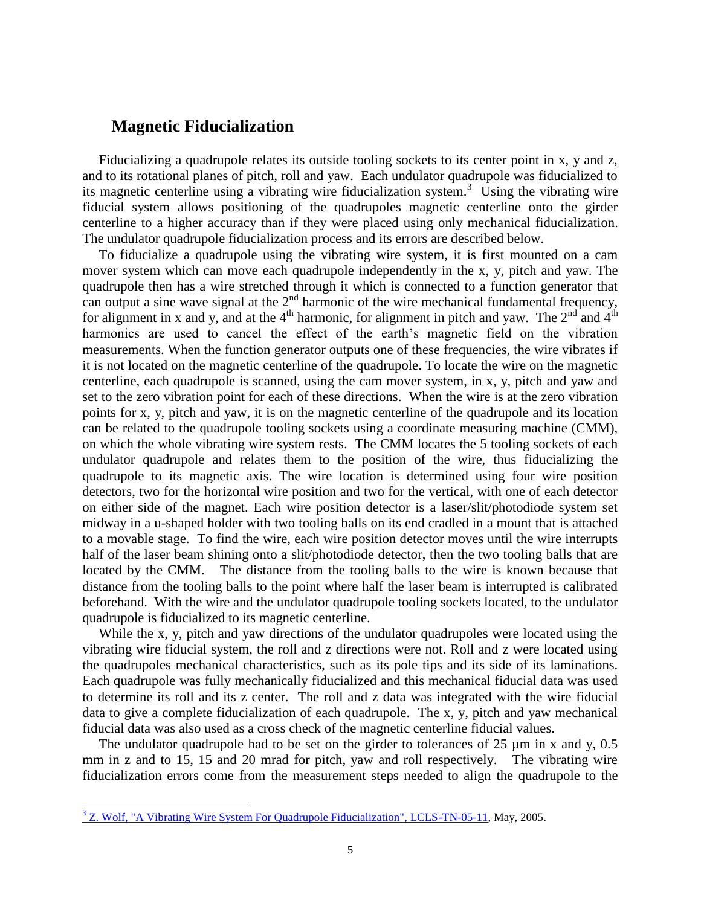## Magnetic Fiducialization

Fiducializing a quadrupole relates its outside tooling sockets to its center point in x, y and z, and to its rotational planes of pitch, roll and yaw. Each undulator quadrupole was fiducialized to its magnetic centerline using a vibrating wire fiducialization system.[3] Using the vibrating wire fiducial system allows positioning of the quadrupoles magnetic centerline onto the girder centerline to a higher accuracy than if they were placed using only mechanical fiducialization. The undulator quadrupole fiducialization process and its errors are described below.

To fiducialize a quadrupole using the vibrating wire system, it is first mounted on a cam mover system which can move each quadrupole independently in the x, y, pitch and yaw. The quadrupole then has a wire stretched through it which is connected to a function generator that can output a sine wave signal at the 2nd harmonic of the wire mechanical fundamental frequency, for alignment in x and y, and at the 4th harmonic, for alignment in pitch and yaw. The 2nd and 4th harmonics are used to cancel the effect of the earth's magnetic field on the vibration measurements. When the function generator outputs one of these frequencies, the wire vibrates if it is not located on the magnetic centerline of the quadrupole. To locate the wire on the magnetic centerline, each quadrupole is scanned, using the cam mover system, in x, y, pitch and yaw and set to the zero vibration point for each of these directions. When the wire is at the zero vibration points for x, y, pitch and yaw, it is on the magnetic centerline of the quadrupole and its location can be related to the quadrupole tooling sockets using a coordinate measuring machine (CMM), on which the whole vibrating wire system rests. The CMM locates the 5 tooling sockets of each undulator quadrupole and relates them to the position of the wire, thus fiducializing the quadrupole to its magnetic axis. The wire location is determined using four wire position detectors, two for the horizontal wire position and two for the vertical, with one of each detector on either side of the magnet. Each wire position detector is a laser/slit/photodiode system set midway in a u-shaped holder with two tooling balls on its end cradled in a mount that is attached to a movable stage. To find the wire, each wire position detector moves until the wire interrupts half of the laser beam shining onto a slit/photodiode detector, then the two tooling balls that are located by the CMM. The distance from the tooling balls to the wire is known because that distance from the tooling balls to the point where half the laser beam is interrupted is calibrated beforehand. With the wire and the undulator quadrupole tooling sockets located, to the undulator quadrupole is fiducialized to its magnetic centerline.

While the x, y, pitch and yaw directions of the undulator quadrupoles were located using the vibrating wire fiducial system, the roll and z directions were not. Roll and z were located using the quadrupoles mechanical characteristics, such as its pole tips and its side of its laminations. Each quadrupole was fully mechanically fiducialized and this mechanical fiducial data was used to determine its roll and its z center. The roll and z data was integrated with the wire fiducial data to give a complete fiducialization of each quadrupole. The x, y, pitch and yaw mechanical fiducial data was also used as a cross check of the magnetic centerline fiducial values.

The undulator quadrupole had to be set on the girder to tolerances of 25 µm in x and y, 0.5 mm in z and to 15, 15 and 20 mrad for pitch, yaw and roll respectively. The vibrating wire fiducialization errors come from the measurement steps needed to align the quadrupole to the

[3] Z. Wolf, "A Vibrating Wire System For Quadrupole Fiducialization", LCLS-TN-05-11, May, 2005.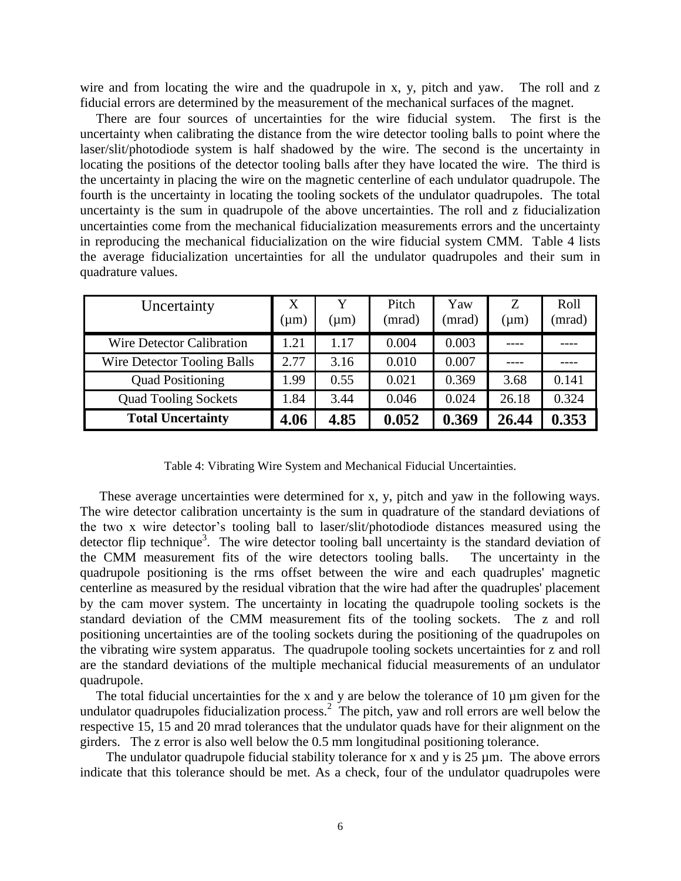wire and from locating the wire and the quadrupole in x, y, pitch and yaw. The roll and z fiducial errors are determined by the measurement of the mechanical surfaces of the magnet.

There are four sources of uncertainties for the wire fiducial system. The first is the uncertainty when calibrating the distance from the wire detector tooling balls to point where the laser/slit/photodiode system is half shadowed by the wire. The second is the uncertainty in locating the positions of the detector tooling balls after they have located the wire. The third is the uncertainty in placing the wire on the magnetic centerline of each undulator quadrupole. The fourth is the uncertainty in locating the tooling sockets of the undulator quadrupoles. The total uncertainty is the sum in quadrupole of the above uncertainties. The roll and z fiducialization uncertainties come from the mechanical fiducialization measurements errors and the uncertainty in reproducing the mechanical fiducialization on the wire fiducial system CMM. Table 4 lists the average fiducialization uncertainties for all the undulator quadrupoles and their sum in quadrature values.

| Uncertainty | X (µm) | Y (µm) | Pitch (mrad) | Yaw (mrad) | Z (µm) | Roll (mrad) |
|---|---|---|---|---|---|---|
| Wire Detector Calibration | 1.21 | 1.17 | 0.004 | 0.003 | ---- | ---- |
| Wire Detector Tooling Balls | 2.77 | 3.16 | 0.010 | 0.007 | ---- | ---- |
| Quad Positioning | 1.99 | 0.55 | 0.021 | 0.369 | 3.68 | 0.141 |
| Quad Tooling Sockets | 1.84 | 3.44 | 0.046 | 0.024 | 26.18 | 0.324 |
| **Total Uncertainty** | **4.06** | **4.85** | **0.052** | **0.369** | **26.44** | **0.353** |

Table 4: Vibrating Wire System and Mechanical Fiducial Uncertainties.

These average uncertainties were determined for x, y, pitch and yaw in the following ways. The wire detector calibration uncertainty is the sum in quadrature of the standard deviations of the two x wire detector's tooling ball to laser/slit/photodiode distances measured using the detector flip technique[3]. The wire detector tooling ball uncertainty is the standard deviation of the CMM measurement fits of the wire detectors tooling balls. The uncertainty in the quadrupole positioning is the rms offset between the wire and each quadruples' magnetic centerline as measured by the residual vibration that the wire had after the quadruples' placement by the cam mover system. The uncertainty in locating the quadrupole tooling sockets is the standard deviation of the CMM measurement fits of the tooling sockets. The z and roll positioning uncertainties are of the tooling sockets during the positioning of the quadrupoles on the vibrating wire system apparatus. The quadrupole tooling sockets uncertainties for z and roll are the standard deviations of the multiple mechanical fiducial measurements of an undulator quadrupole.

The total fiducial uncertainties for the x and y are below the tolerance of 10 µm given for the undulator quadrupoles fiducialization process.[2] The pitch, yaw and roll errors are well below the respective 15, 15 and 20 mrad tolerances that the undulator quads have for their alignment on the girders. The z error is also well below the 0.5 mm longitudinal positioning tolerance.

The undulator quadrupole fiducial stability tolerance for x and y is 25 µm. The above errors indicate that this tolerance should be met. As a check, four of the undulator quadrupoles were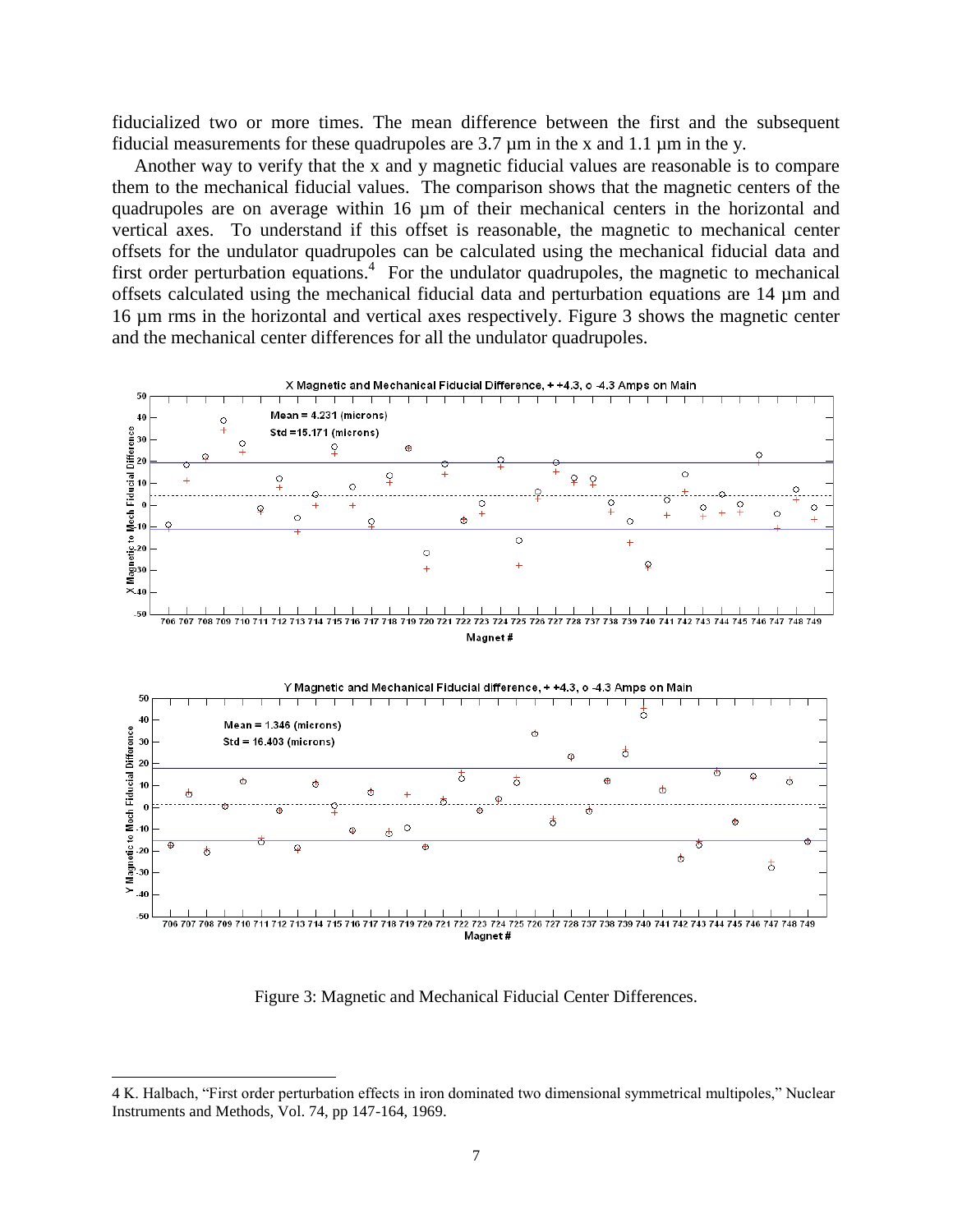fiducialized two or more times. The mean difference between the first and the subsequent fiducial measurements for these quadrupoles are 3.7 µm in the x and 1.1 µm in the y.

Another way to verify that the x and y magnetic fiducial values are reasonable is to compare them to the mechanical fiducial values. The comparison shows that the magnetic centers of the quadrupoles are on average within 16 µm of their mechanical centers in the horizontal and vertical axes. To understand if this offset is reasonable, the magnetic to mechanical center offsets for the undulator quadrupoles can be calculated using the mechanical fiducial data and first order perturbation equations.[4] For the undulator quadrupoles, the magnetic to mechanical offsets calculated using the mechanical fiducial data and perturbation equations are 14 µm and 16 µm rms in the horizontal and vertical axes respectively. Figure 3 shows the magnetic center and the mechanical center differences for all the undulator quadrupoles.

Figure 3: Magnetic and Mechanical Fiducial Center Differences.

4 K. Halbach, "First order perturbation effects in iron dominated two dimensional symmetrical multipoles," Nuclear Instruments and Methods, Vol. 74, pp 147-164, 1969.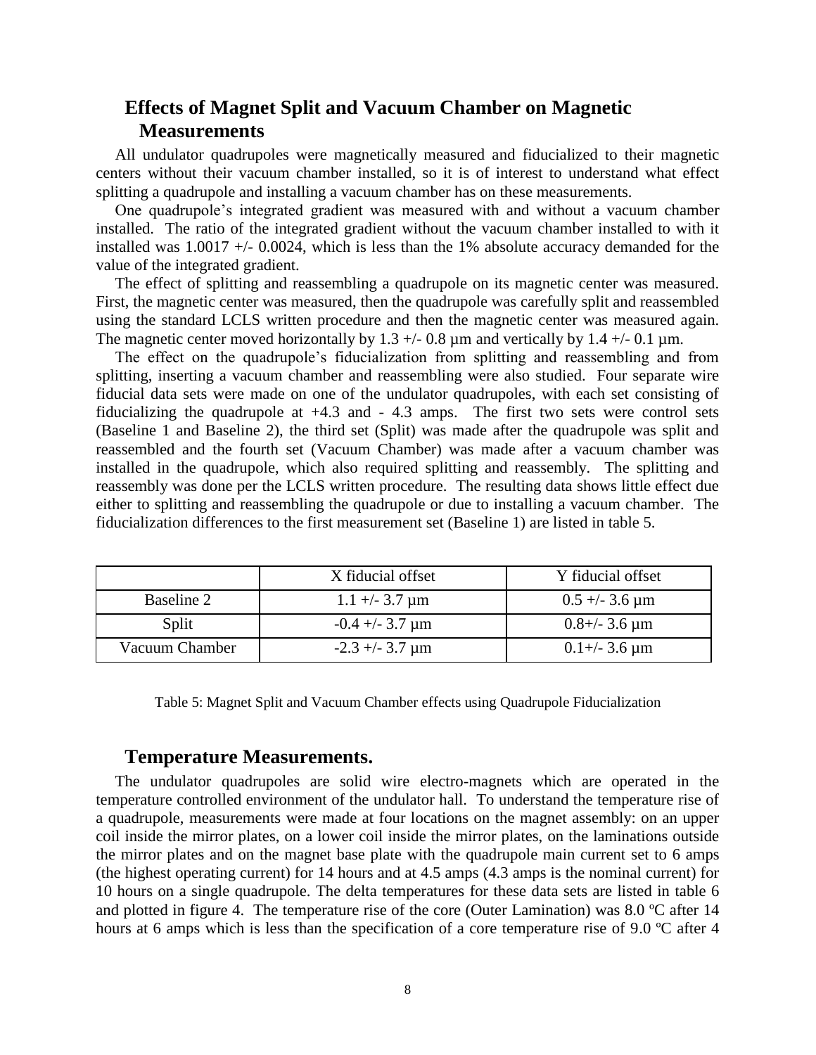## Effects of Magnet Split and Vacuum Chamber on Magnetic Measurements

All undulator quadrupoles were magnetically measured and fiducialized to their magnetic centers without their vacuum chamber installed, so it is of interest to understand what effect splitting a quadrupole and installing a vacuum chamber has on these measurements.

One quadrupole's integrated gradient was measured with and without a vacuum chamber installed. The ratio of the integrated gradient without the vacuum chamber installed to with it installed was 1.0017 +/- 0.0024, which is less than the 1% absolute accuracy demanded for the value of the integrated gradient.

The effect of splitting and reassembling a quadrupole on its magnetic center was measured. First, the magnetic center was measured, then the quadrupole was carefully split and reassembled using the standard LCLS written procedure and then the magnetic center was measured again. The magnetic center moved horizontally by 1.3 +/- 0.8 µm and vertically by 1.4 +/- 0.1 µm.

The effect on the quadrupole's fiducialization from splitting and reassembling and from splitting, inserting a vacuum chamber and reassembling were also studied. Four separate wire fiducial data sets were made on one of the undulator quadrupoles, with each set consisting of fiducializing the quadrupole at +4.3 and - 4.3 amps. The first two sets were control sets (Baseline 1 and Baseline 2), the third set (Split) was made after the quadrupole was split and reassembled and the fourth set (Vacuum Chamber) was made after a vacuum chamber was installed in the quadrupole, which also required splitting and reassembly. The splitting and reassembly was done per the LCLS written procedure. The resulting data shows little effect due either to splitting and reassembling the quadrupole or due to installing a vacuum chamber. The fiducialization differences to the first measurement set (Baseline 1) are listed in table 5.

| | X fiducial offset | Y fiducial offset |
|---|---|---|
| Baseline 2 | 1.1 +/- 3.7 µm | 0.5 +/- 3.6 µm |
| Split | -0.4 +/- 3.7 µm | 0.8+/- 3.6 µm |
| Vacuum Chamber | -2.3 +/- 3.7 µm | 0.1+/- 3.6 µm |

Table 5: Magnet Split and Vacuum Chamber effects using Quadrupole Fiducialization

## Temperature Measurements.

The undulator quadrupoles are solid wire electro-magnets which are operated in the temperature controlled environment of the undulator hall. To understand the temperature rise of a quadrupole, measurements were made at four locations on the magnet assembly: on an upper coil inside the mirror plates, on a lower coil inside the mirror plates, on the laminations outside the mirror plates and on the magnet base plate with the quadrupole main current set to 6 amps (the highest operating current) for 14 hours and at 4.5 amps (4.3 amps is the nominal current) for 10 hours on a single quadrupole. The delta temperatures for these data sets are listed in table 6 and plotted in figure 4. The temperature rise of the core (Outer Lamination) was 8.0 ºC after 14 hours at 6 amps which is less than the specification of a core temperature rise of 9.0 ºC after 4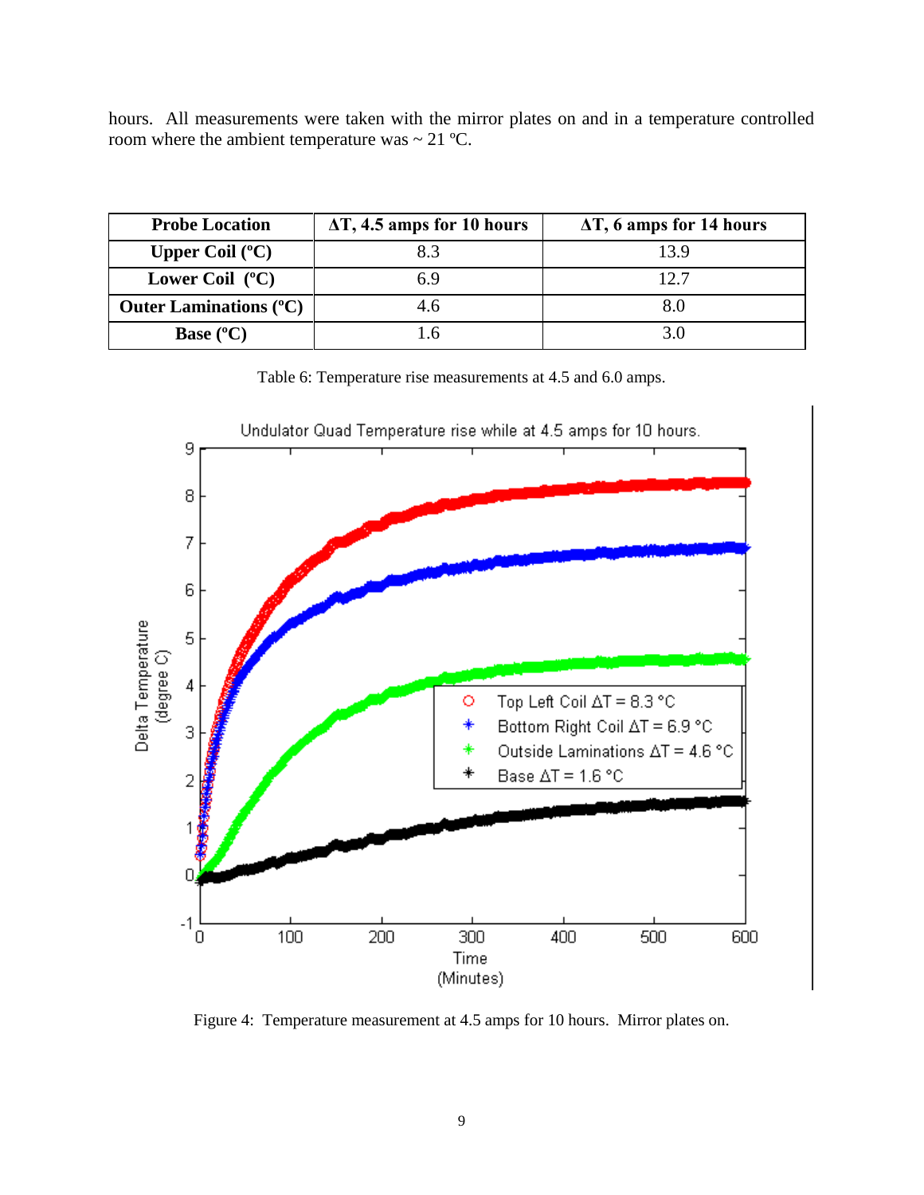hours. All measurements were taken with the mirror plates on and in a temperature controlled room where the ambient temperature was ~ 21 ºC.

| Probe Location | ΔT, 4.5 amps for 10 hours | ΔT, 6 amps for 14 hours |
|---|---|---|
| **Upper Coil (ºC)** | 8.3 | 13.9 |
| **Lower Coil (ºC)** | 6.9 | 12.7 |
| **Outer Laminations (ºC)** | 4.6 | 8.0 |
| **Base (ºC)** | 1.6 | 3.0 |

Table 6: Temperature rise measurements at 4.5 and 6.0 amps.

Figure 4: Temperature measurement at 4.5 amps for 10 hours. Mirror plates on.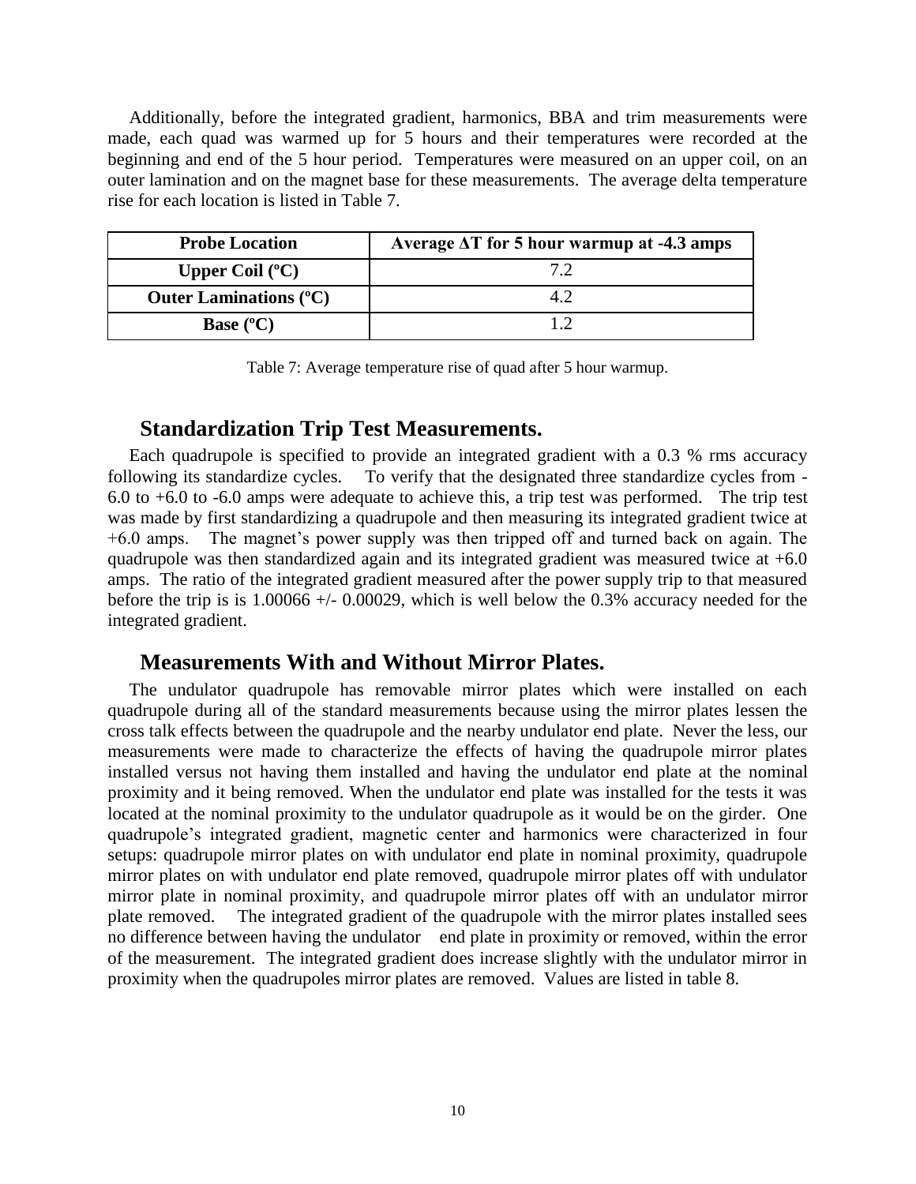Additionally, before the integrated gradient, harmonics, BBA and trim measurements were made, each quad was warmed up for 5 hours and their temperatures were recorded at the beginning and end of the 5 hour period. Temperatures were measured on an upper coil, on an outer lamination and on the magnet base for these measurements. The average delta temperature rise for each location is listed in Table 7.

| Probe Location | Average ΔT for 5 hour warmup at -4.3 amps |
|---|---|
| Upper Coil (ºC) | 7.2 |
| Outer Laminations (ºC) | 4.2 |
| Base (ºC) | 1.2 |

Table 7: Average temperature rise of quad after 5 hour warmup.

## Standardization Trip Test Measurements.

Each quadrupole is specified to provide an integrated gradient with a 0.3 % rms accuracy following its standardize cycles. To verify that the designated three standardize cycles from -6.0 to +6.0 to -6.0 amps were adequate to achieve this, a trip test was performed. The trip test was made by first standardizing a quadrupole and then measuring its integrated gradient twice at +6.0 amps. The magnet's power supply was then tripped off and turned back on again. The quadrupole was then standardized again and its integrated gradient was measured twice at +6.0 amps. The ratio of the integrated gradient measured after the power supply trip to that measured before the trip is is 1.00066 +/- 0.00029, which is well below the 0.3% accuracy needed for the integrated gradient.

## Measurements With and Without Mirror Plates.

The undulator quadrupole has removable mirror plates which were installed on each quadrupole during all of the standard measurements because using the mirror plates lessen the cross talk effects between the quadrupole and the nearby undulator end plate. Never the less, our measurements were made to characterize the effects of having the quadrupole mirror plates installed versus not having them installed and having the undulator end plate at the nominal proximity and it being removed. When the undulator end plate was installed for the tests it was located at the nominal proximity to the undulator quadrupole as it would be on the girder. One quadrupole's integrated gradient, magnetic center and harmonics were characterized in four setups: quadrupole mirror plates on with undulator end plate in nominal proximity, quadrupole mirror plates on with undulator end plate removed, quadrupole mirror plates off with undulator mirror plate in nominal proximity, and quadrupole mirror plates off with an undulator mirror plate removed. The integrated gradient of the quadrupole with the mirror plates installed sees no difference between having the undulator end plate in proximity or removed, within the error of the measurement. The integrated gradient does increase slightly with the undulator mirror in proximity when the quadrupoles mirror plates are removed. Values are listed in table 8.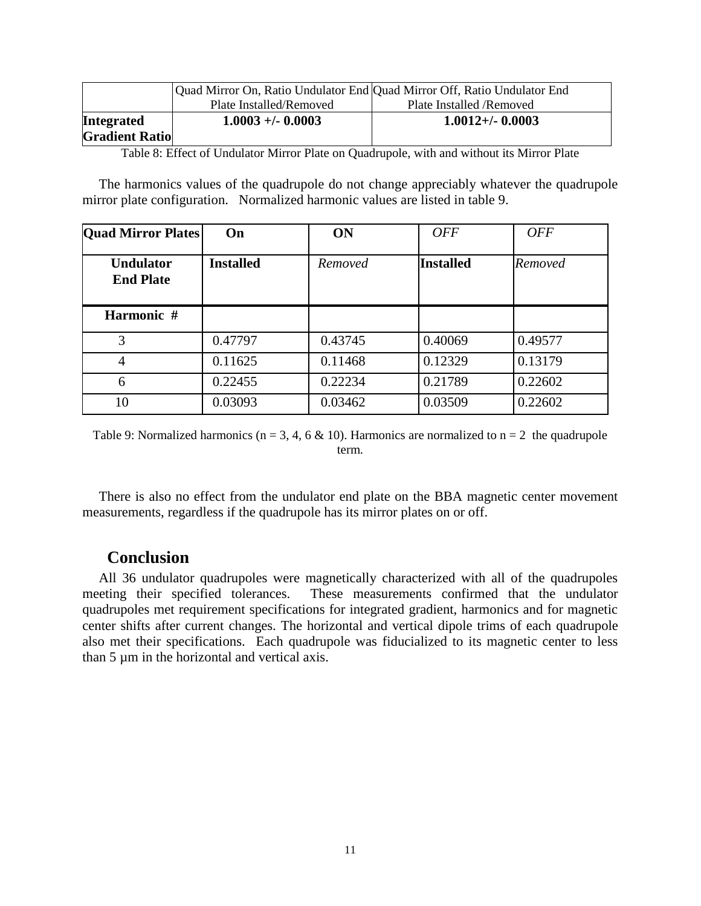| | Quad Mirror On, Ratio Undulator End Plate Installed/Removed | Quad Mirror Off, Ratio Undulator End Plate Installed /Removed |
|---|---|---|
| **Integrated Gradient Ratio** | **1.0003 +/- 0.0003** | **1.0012+/- 0.0003** |

Table 8: Effect of Undulator Mirror Plate on Quadrupole, with and without its Mirror Plate

The harmonics values of the quadrupole do not change appreciably whatever the quadrupole mirror plate configuration. Normalized harmonic values are listed in table 9.

| **Quad Mirror Plates** | **On** | **ON** | *OFF* | *OFF* |
|---|---|---|---|---|
| **Undulator End Plate** | **Installed** | *Removed* | **Installed** | *Removed* |
| **Harmonic #** | | | | |
| 3 | 0.47797 | 0.43745 | 0.40069 | 0.49577 |
| 4 | 0.11625 | 0.11468 | 0.12329 | 0.13179 |
| 6 | 0.22455 | 0.22234 | 0.21789 | 0.22602 |
| 10 | 0.03093 | 0.03462 | 0.03509 | 0.22602 |

Table 9: Normalized harmonics ($n = 3, 4, 6$ & $10$). Harmonics are normalized to $n = 2$ the quadrupole term.

There is also no effect from the undulator end plate on the BBA magnetic center movement measurements, regardless if the quadrupole has its mirror plates on or off.

## Conclusion

All 36 undulator quadrupoles were magnetically characterized with all of the quadrupoles meeting their specified tolerances. These measurements confirmed that the undulator quadrupoles met requirement specifications for integrated gradient, harmonics and for magnetic center shifts after current changes. The horizontal and vertical dipole trims of each quadrupole also met their specifications. Each quadrupole was fiducialized to its magnetic center to less than 5 µm in the horizontal and vertical axis.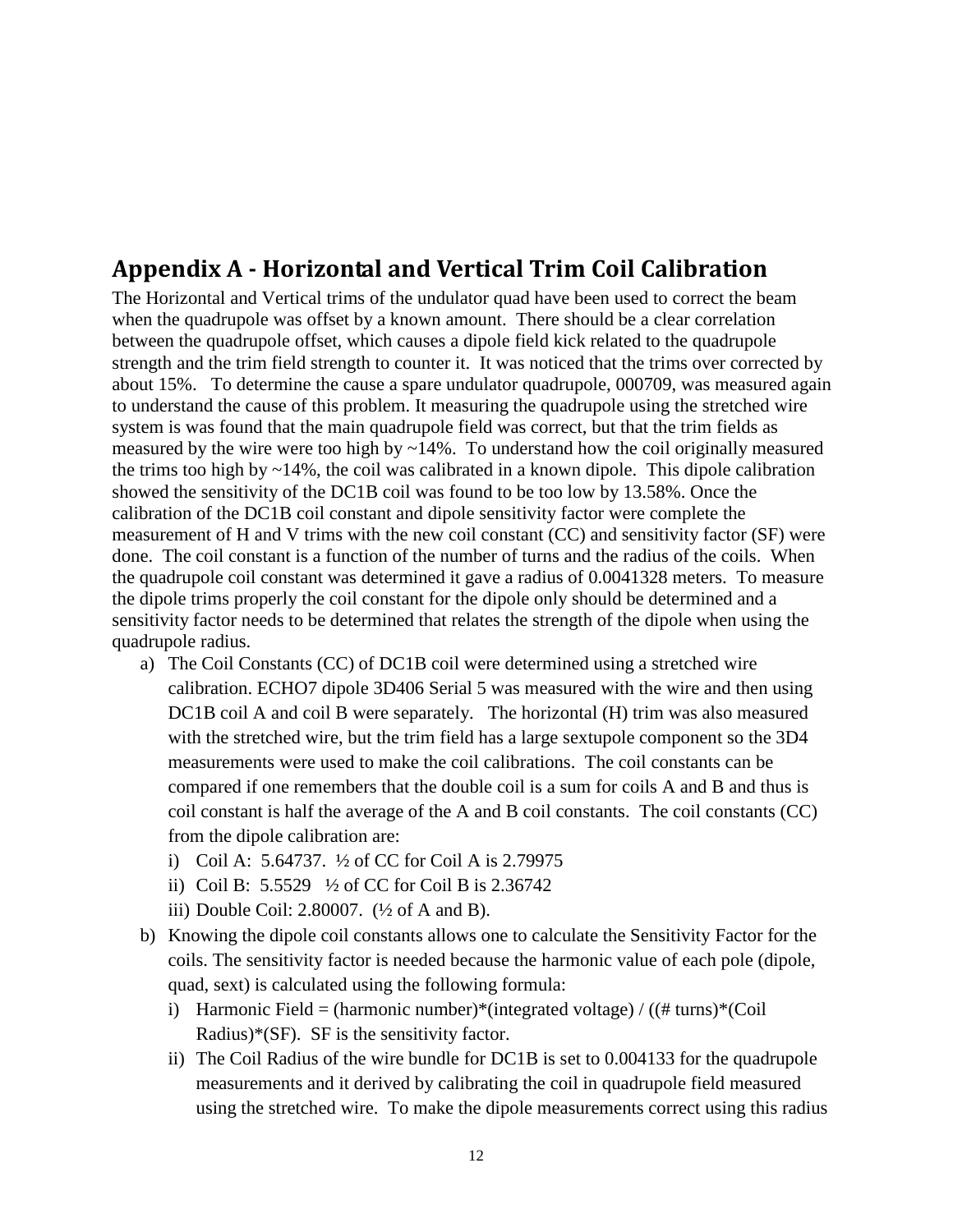## Appendix A - Horizontal and Vertical Trim Coil Calibration

The Horizontal and Vertical trims of the undulator quad have been used to correct the beam when the quadrupole was offset by a known amount. There should be a clear correlation between the quadrupole offset, which causes a dipole field kick related to the quadrupole strength and the trim field strength to counter it. It was noticed that the trims over corrected by about 15%. To determine the cause a spare undulator quadrupole, 000709, was measured again to understand the cause of this problem. It measuring the quadrupole using the stretched wire system is was found that the main quadrupole field was correct, but that the trim fields as measured by the wire were too high by ~14%. To understand how the coil originally measured the trims too high by ~14%, the coil was calibrated in a known dipole. This dipole calibration showed the sensitivity of the DC1B coil was found to be too low by 13.58%. Once the calibration of the DC1B coil constant and dipole sensitivity factor were complete the measurement of H and V trims with the new coil constant (CC) and sensitivity factor (SF) were done. The coil constant is a function of the number of turns and the radius of the coils. When the quadrupole coil constant was determined it gave a radius of 0.0041328 meters. To measure the dipole trims properly the coil constant for the dipole only should be determined and a sensitivity factor needs to be determined that relates the strength of the dipole when using the quadrupole radius.

a) The Coil Constants (CC) of DC1B coil were determined using a stretched wire calibration. ECHO7 dipole 3D406 Serial 5 was measured with the wire and then using DC1B coil A and coil B were separately. The horizontal (H) trim was also measured with the stretched wire, but the trim field has a large sextupole component so the 3D4 measurements were used to make the coil calibrations. The coil constants can be compared if one remembers that the double coil is a sum for coils A and B and thus is coil constant is half the average of the A and B coil constants. The coil constants (CC) from the dipole calibration are:
   i) Coil A: 5.64737. ½ of CC for Coil A is 2.79975
   ii) Coil B: 5.5529 ½ of CC for Coil B is 2.36742
   iii) Double Coil: 2.80007. (½ of A and B).
b) Knowing the dipole coil constants allows one to calculate the Sensitivity Factor for the coils. The sensitivity factor is needed because the harmonic value of each pole (dipole, quad, sext) is calculated using the following formula:
   i) Harmonic Field = (harmonic number)*(integrated voltage) / ((# turns)*(Coil Radius)*(SF). SF is the sensitivity factor.
   ii) The Coil Radius of the wire bundle for DC1B is set to 0.004133 for the quadrupole measurements and it derived by calibrating the coil in quadrupole field measured using the stretched wire. To make the dipole measurements correct using this radius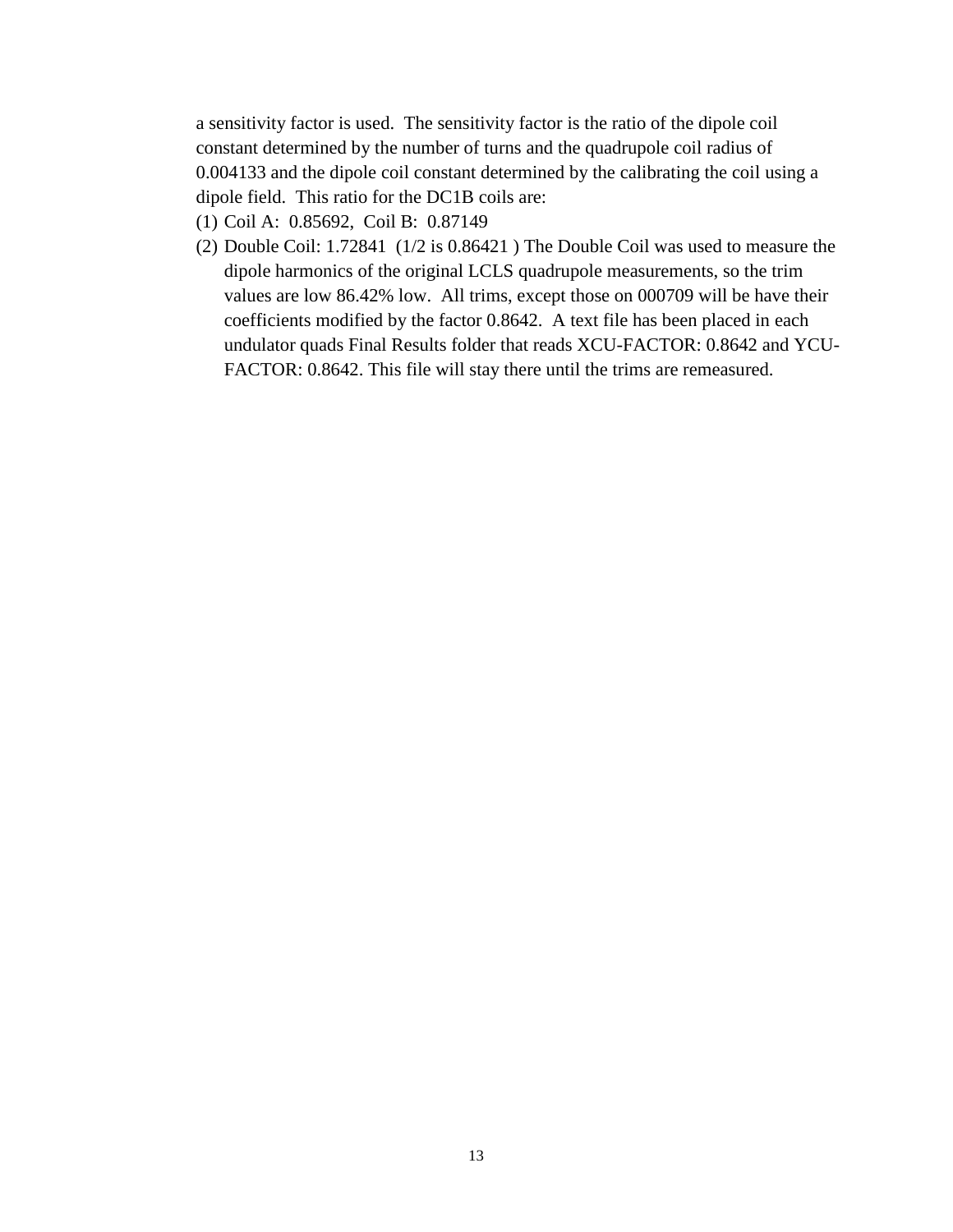a sensitivity factor is used. The sensitivity factor is the ratio of the dipole coil constant determined by the number of turns and the quadrupole coil radius of 0.004133 and the dipole coil constant determined by the calibrating the coil using a dipole field. This ratio for the DC1B coils are:

(1) Coil A: 0.85692, Coil B: 0.87149

(2) Double Coil: 1.72841 (1/2 is 0.86421 ) The Double Coil was used to measure the dipole harmonics of the original LCLS quadrupole measurements, so the trim values are low 86.42% low. All trims, except those on 000709 will be have their coefficients modified by the factor 0.8642. A text file has been placed in each undulator quads Final Results folder that reads XCU-FACTOR: 0.8642 and YCU-FACTOR: 0.8642. This file will stay there until the trims are remeasured.